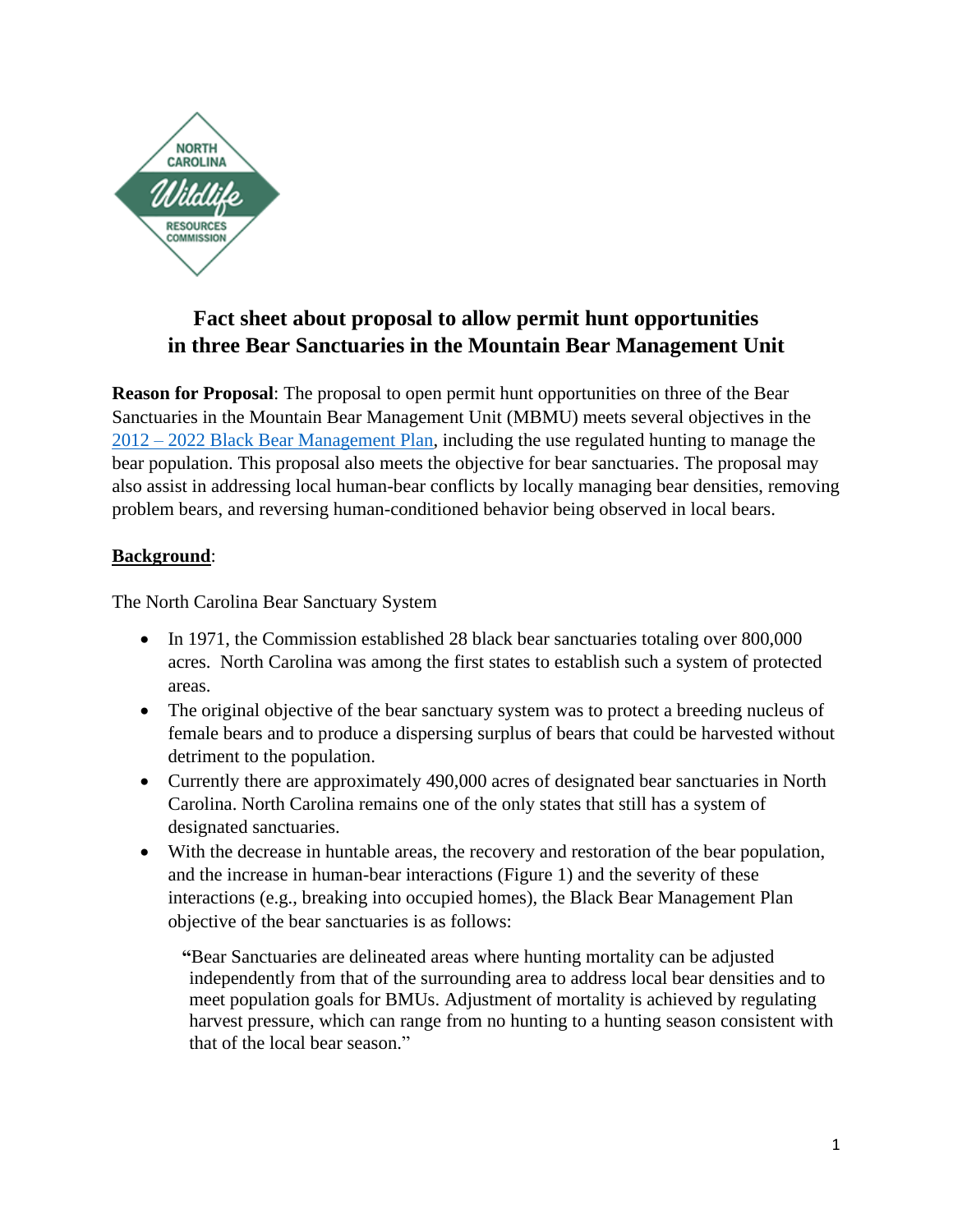# Fact sheet about proposal to allow permit hunt opportunities in three Bear Sanctuaries in the Mountain Bear Management Unit

**Reason for Proposal**: The proposal to open permit hunt opportunities on three of the Bear Sanctuaries in the Mountain Bear Management Unit (MBMU) meets several objectives in the [2012 – 2022 Black Bear Management Plan](), including the use regulated hunting to manage the bear population. This proposal also meets the objective for bear sanctuaries. The proposal may also assist in addressing local human-bear conflicts by locally managing bear densities, removing problem bears, and reversing human-conditioned behavior being observed in local bears.

## Background:

The North Carolina Bear Sanctuary System

- In 1971, the Commission established 28 black bear sanctuaries totaling over 800,000 acres. North Carolina was among the first states to establish such a system of protected areas.
- The original objective of the bear sanctuary system was to protect a breeding nucleus of female bears and to produce a dispersing surplus of bears that could be harvested without detriment to the population.
- Currently there are approximately 490,000 acres of designated bear sanctuaries in North Carolina. North Carolina remains one of the only states that still has a system of designated sanctuaries.
- With the decrease in huntable areas, the recovery and restoration of the bear population, and the increase in human-bear interactions (Figure 1) and the severity of these interactions (e.g., breaking into occupied homes), the Black Bear Management Plan objective of the bear sanctuaries is as follows:

  > "Bear Sanctuaries are delineated areas where hunting mortality can be adjusted independently from that of the surrounding area to address local bear densities and to meet population goals for BMUs. Adjustment of mortality is achieved by regulating harvest pressure, which can range from no hunting to a hunting season consistent with that of the local bear season."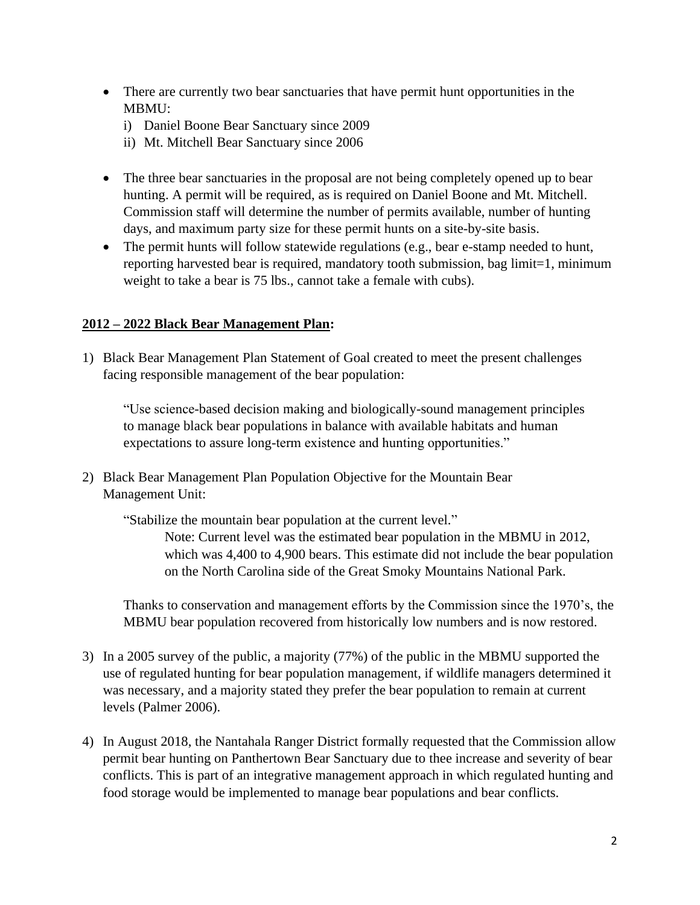- There are currently two bear sanctuaries that have permit hunt opportunities in the MBMU:
  i) Daniel Boone Bear Sanctuary since 2009
  ii) Mt. Mitchell Bear Sanctuary since 2006

- The three bear sanctuaries in the proposal are not being completely opened up to bear hunting. A permit will be required, as is required on Daniel Boone and Mt. Mitchell. Commission staff will determine the number of permits available, number of hunting days, and maximum party size for these permit hunts on a site-by-site basis.
- The permit hunts will follow statewide regulations (e.g., bear e-stamp needed to hunt, reporting harvested bear is required, mandatory tooth submission, bag limit=1, minimum weight to take a bear is 75 lbs., cannot take a female with cubs).

**2012 – 2022 Black Bear Management Plan:**

1) Black Bear Management Plan Statement of Goal created to meet the present challenges facing responsible management of the bear population:

   "Use science-based decision making and biologically-sound management principles to manage black bear populations in balance with available habitats and human expectations to assure long-term existence and hunting opportunities."

2) Black Bear Management Plan Population Objective for the Mountain Bear Management Unit:

   "Stabilize the mountain bear population at the current level."

   Note: Current level was the estimated bear population in the MBMU in 2012, which was 4,400 to 4,900 bears. This estimate did not include the bear population on the North Carolina side of the Great Smoky Mountains National Park.

   Thanks to conservation and management efforts by the Commission since the 1970's, the MBMU bear population recovered from historically low numbers and is now restored.

3) In a 2005 survey of the public, a majority (77%) of the public in the MBMU supported the use of regulated hunting for bear population management, if wildlife managers determined it was necessary, and a majority stated they prefer the bear population to remain at current levels (Palmer 2006).

4) In August 2018, the Nantahala Ranger District formally requested that the Commission allow permit bear hunting on Panthertown Bear Sanctuary due to thee increase and severity of bear conflicts. This is part of an integrative management approach in which regulated hunting and food storage would be implemented to manage bear populations and bear conflicts.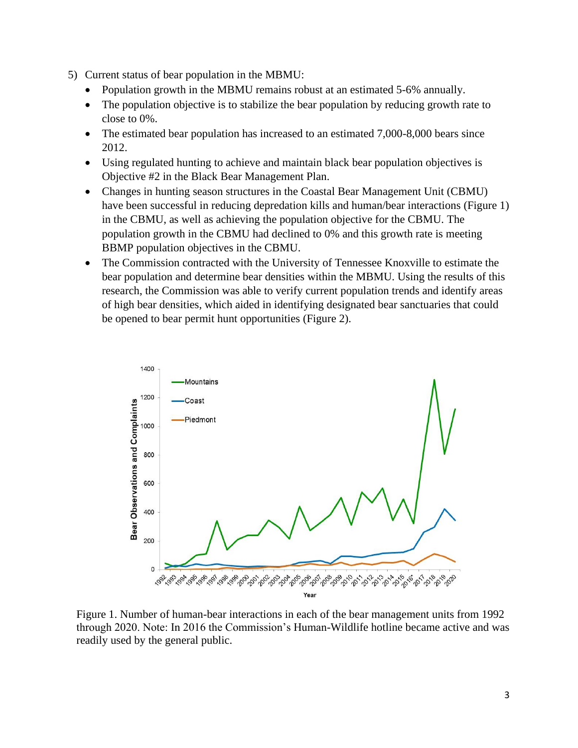5) Current status of bear population in the MBMU:
   - Population growth in the MBMU remains robust at an estimated 5-6% annually.
   - The population objective is to stabilize the bear population by reducing growth rate to close to 0%.
   - The estimated bear population has increased to an estimated 7,000-8,000 bears since 2012.
   - Using regulated hunting to achieve and maintain black bear population objectives is Objective #2 in the Black Bear Management Plan.
   - Changes in hunting season structures in the Coastal Bear Management Unit (CBMU) have been successful in reducing depredation kills and human/bear interactions (Figure 1) in the CBMU, as well as achieving the population objective for the CBMU. The population growth in the CBMU had declined to 0% and this growth rate is meeting BBMP population objectives in the CBMU.
   - The Commission contracted with the University of Tennessee Knoxville to estimate the bear population and determine bear densities within the MBMU. Using the results of this research, the Commission was able to verify current population trends and identify areas of high bear densities, which aided in identifying designated bear sanctuaries that could be opened to bear permit hunt opportunities (Figure 2).

Figure 1. Number of human-bear interactions in each of the bear management units from 1992 through 2020. Note: In 2016 the Commission's Human-Wildlife hotline became active and was readily used by the general public.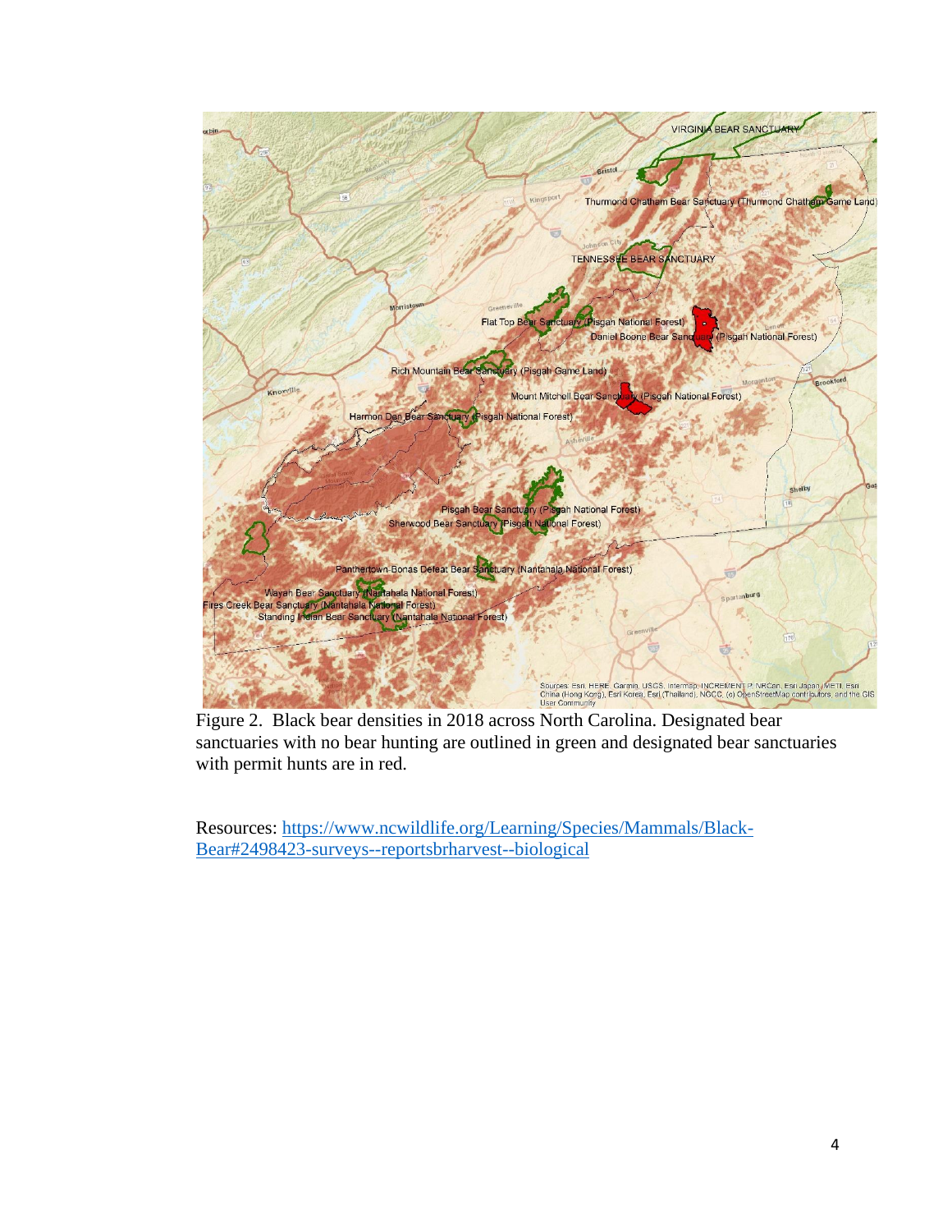Figure 2. Black bear densities in 2018 across North Carolina. Designated bear sanctuaries with no bear hunting are outlined in green and designated bear sanctuaries with permit hunts are in red.

Resources: [https://www.ncwildlife.org/Learning/Species/Mammals/Black-Bear#2498423-surveys--reportsbrharvest--biological](https://www.ncwildlife.org/Learning/Species/Mammals/Black-Bear#2498423-surveys--reportsbrharvest--biological)